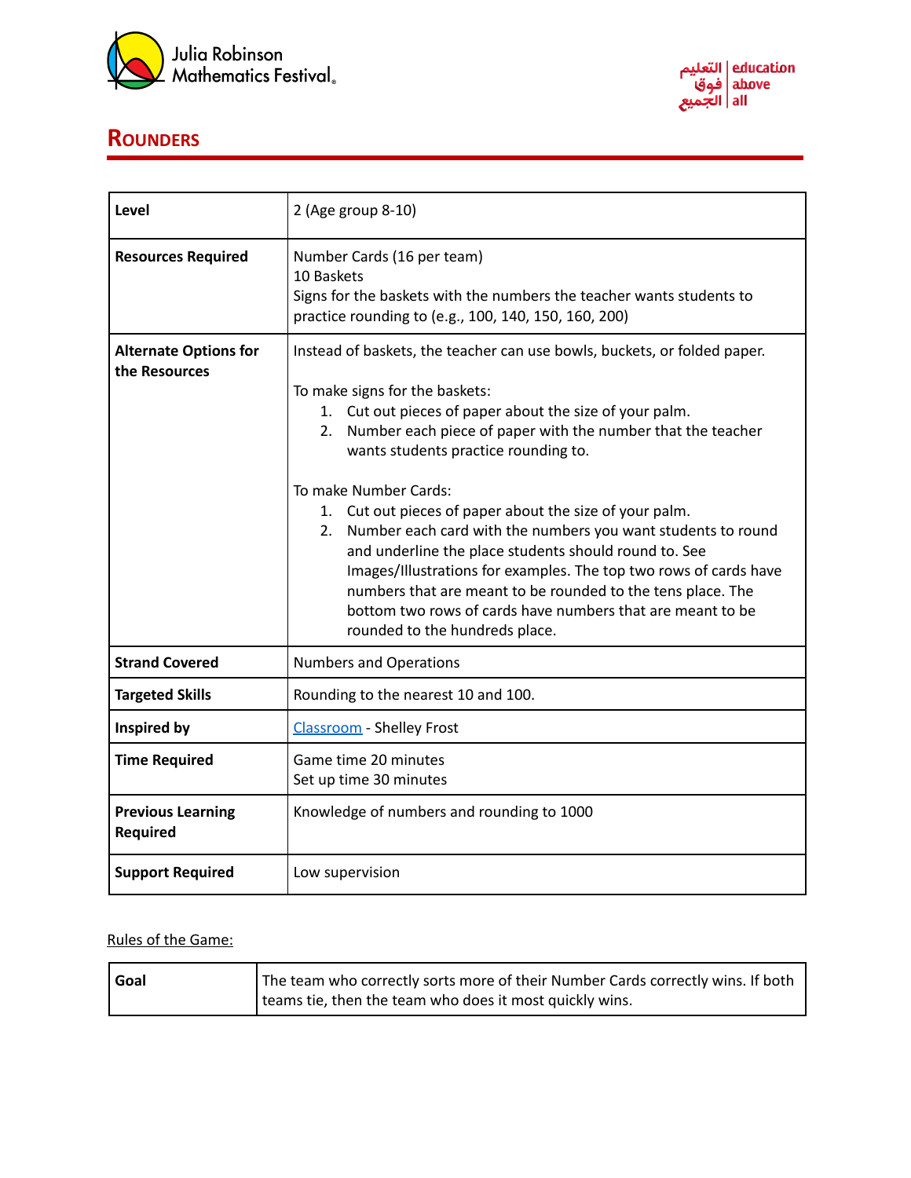# Rounders

| | |
|---|---|
| **Level** | 2 (Age group 8-10) |
| **Resources Required** | Number Cards (16 per team)<br>10 Baskets<br>Signs for the baskets with the numbers the teacher wants students to practice rounding to (e.g., 100, 140, 150, 160, 200) |
| **Alternate Options for the Resources** | Instead of baskets, the teacher can use bowls, buckets, or folded paper.<br><br>To make signs for the baskets:<br>1. Cut out pieces of paper about the size of your palm.<br>2. Number each piece of paper with the number that the teacher wants students practice rounding to.<br><br>To make Number Cards:<br>1. Cut out pieces of paper about the size of your palm.<br>2. Number each card with the numbers you want students to round and underline the place students should round to. See Images/Illustrations for examples. The top two rows of cards have numbers that are meant to be rounded to the tens place. The bottom two rows of cards have numbers that are meant to be rounded to the hundreds place. |
| **Strand Covered** | Numbers and Operations |
| **Targeted Skills** | Rounding to the nearest 10 and 100. |
| **Inspired by** | Classroom - Shelley Frost |
| **Time Required** | Game time 20 minutes<br>Set up time 30 minutes |
| **Previous Learning Required** | Knowledge of numbers and rounding to 1000 |
| **Support Required** | Low supervision |

Rules of the Game:

| | |
|---|---|
| **Goal** | The team who correctly sorts more of their Number Cards correctly wins. If both teams tie, then the team who does it most quickly wins. |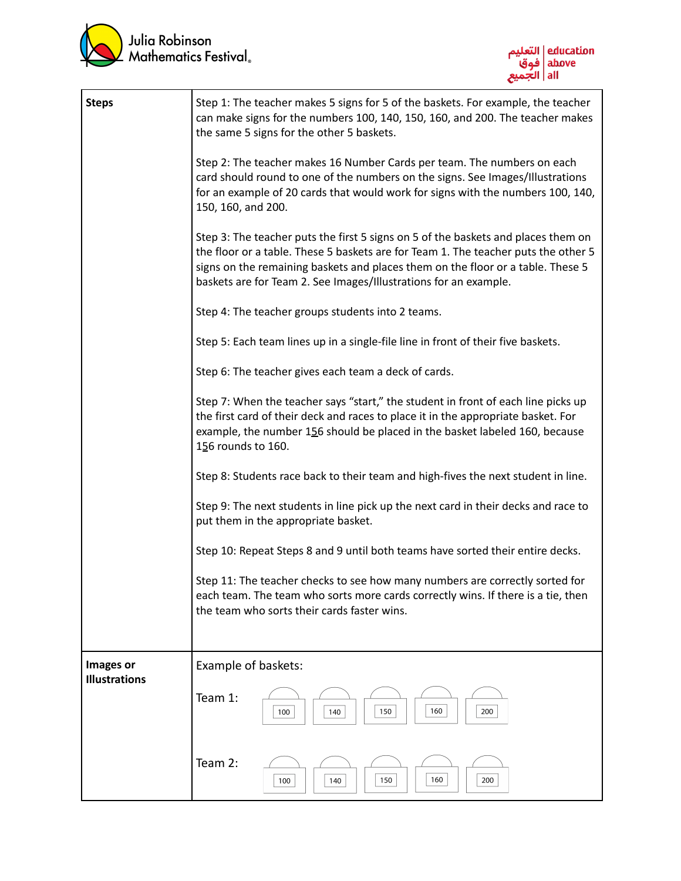| | |
|---|---|
| **Steps** | Step 1: The teacher makes 5 signs for 5 of the baskets. For example, the teacher can make signs for the numbers 100, 140, 150, 160, and 200. The teacher makes the same 5 signs for the other 5 baskets.<br><br>Step 2: The teacher makes 16 Number Cards per team. The numbers on each card should round to one of the numbers on the signs. See Images/Illustrations for an example of 20 cards that would work for signs with the numbers 100, 140, 150, 160, and 200.<br><br>Step 3: The teacher puts the first 5 signs on 5 of the baskets and places them on the floor or a table. These 5 baskets are for Team 1. The teacher puts the other 5 signs on the remaining baskets and places them on the floor or a table. These 5 baskets are for Team 2. See Images/Illustrations for an example.<br><br>Step 4: The teacher groups students into 2 teams.<br><br>Step 5: Each team lines up in a single-file line in front of their five baskets.<br><br>Step 6: The teacher gives each team a deck of cards.<br><br>Step 7: When the teacher says "start," the student in front of each line picks up the first card of their deck and races to place it in the appropriate basket. For example, the number 1<u>5</u>6 should be placed in the basket labeled 160, because 1<u>5</u>6 rounds to 160.<br><br>Step 8: Students race back to their team and high-fives the next student in line.<br><br>Step 9: The next students in line pick up the next card in their decks and race to put them in the appropriate basket.<br><br>Step 10: Repeat Steps 8 and 9 until both teams have sorted their entire decks.<br><br>Step 11: The teacher checks to see how many numbers are correctly sorted for each team. The team who sorts more cards correctly wins. If there is a tie, then the team who sorts their cards faster wins. |
| **Images or Illustrations** | Example of baskets:<br><br>Team 1: 100 · 140 · 150 · 160 · 200<br><br>Team 2: 100 · 140 · 150 · 160 · 200 |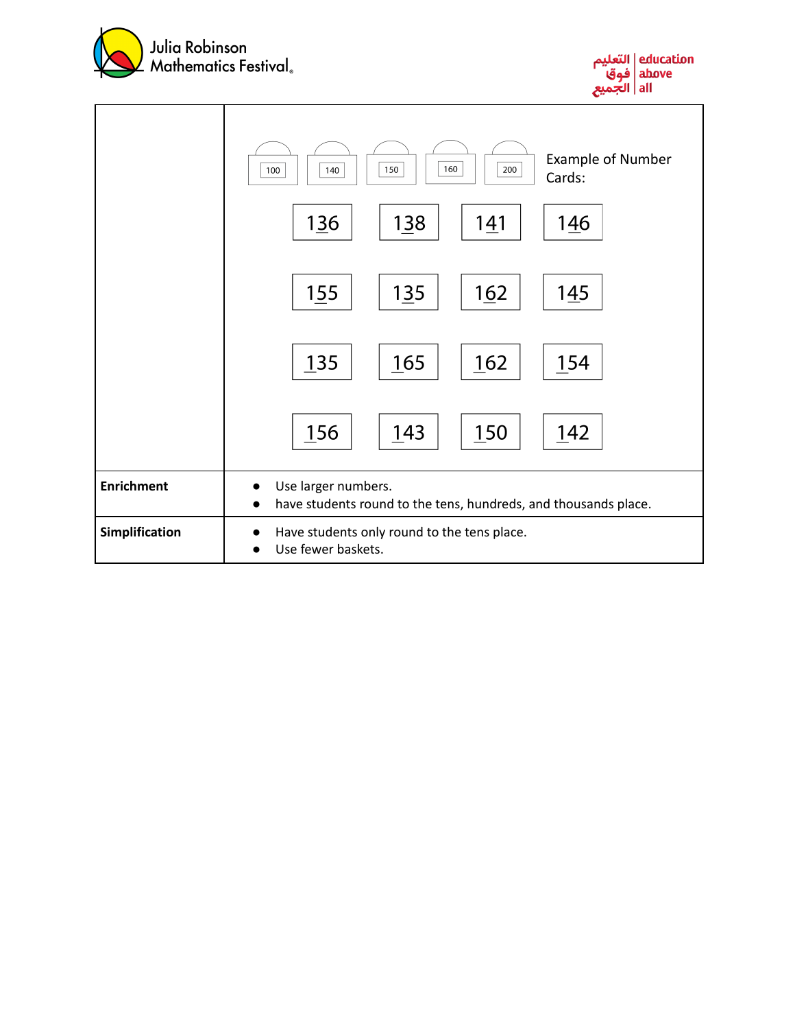| | |
|---|---|
| | 100 140 150 160 200<br><br>Example of Number Cards:<br><br>136 138 141 146<br><br>155 135 162 145<br><br>135 165 162 154<br><br>156 143 150 142 |
| **Enrichment** | • Use larger numbers.<br>• have students round to the tens, hundreds, and thousands place. |
| **Simplification** | • Have students only round to the tens place.<br>• Use fewer baskets. |